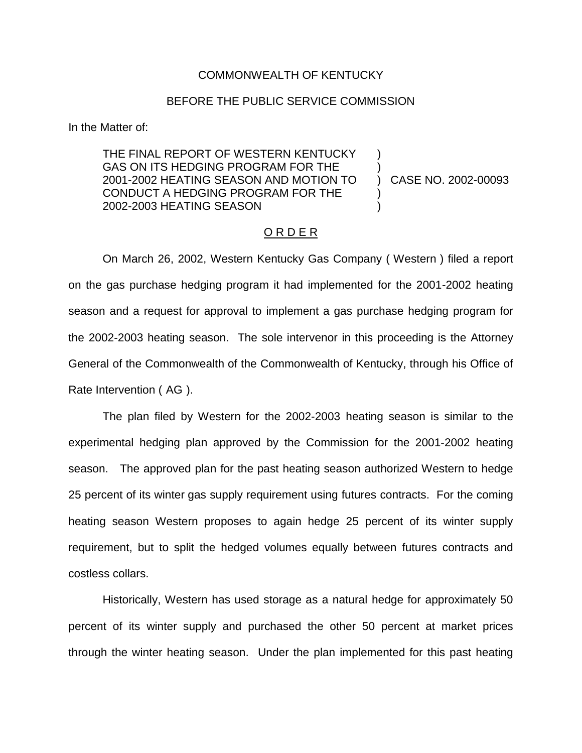COMMONWEALTH OF KENTUCKY

BEFORE THE PUBLIC SERVICE COMMISSION

In the Matter of:

| | | |
|---|---|---|
| THE FINAL REPORT OF WESTERN KENTUCKY GAS ON ITS HEDGING PROGRAM FOR THE 2001-2002 HEATING SEASON AND MOTION TO CONDUCT A HEDGING PROGRAM FOR THE 2002-2003 HEATING SEASON | ) ) ) ) ) | CASE NO. 2002-00093 |

O R D E R

On March 26, 2002, Western Kentucky Gas Company ( Western ) filed a report on the gas purchase hedging program it had implemented for the 2001-2002 heating season and a request for approval to implement a gas purchase hedging program for the 2002-2003 heating season. The sole intervenor in this proceeding is the Attorney General of the Commonwealth of the Commonwealth of Kentucky, through his Office of Rate Intervention ( AG ).

The plan filed by Western for the 2002-2003 heating season is similar to the experimental hedging plan approved by the Commission for the 2001-2002 heating season. The approved plan for the past heating season authorized Western to hedge 25 percent of its winter gas supply requirement using futures contracts. For the coming heating season Western proposes to again hedge 25 percent of its winter supply requirement, but to split the hedged volumes equally between futures contracts and costless collars.

Historically, Western has used storage as a natural hedge for approximately 50 percent of its winter supply and purchased the other 50 percent at market prices through the winter heating season. Under the plan implemented for this past heating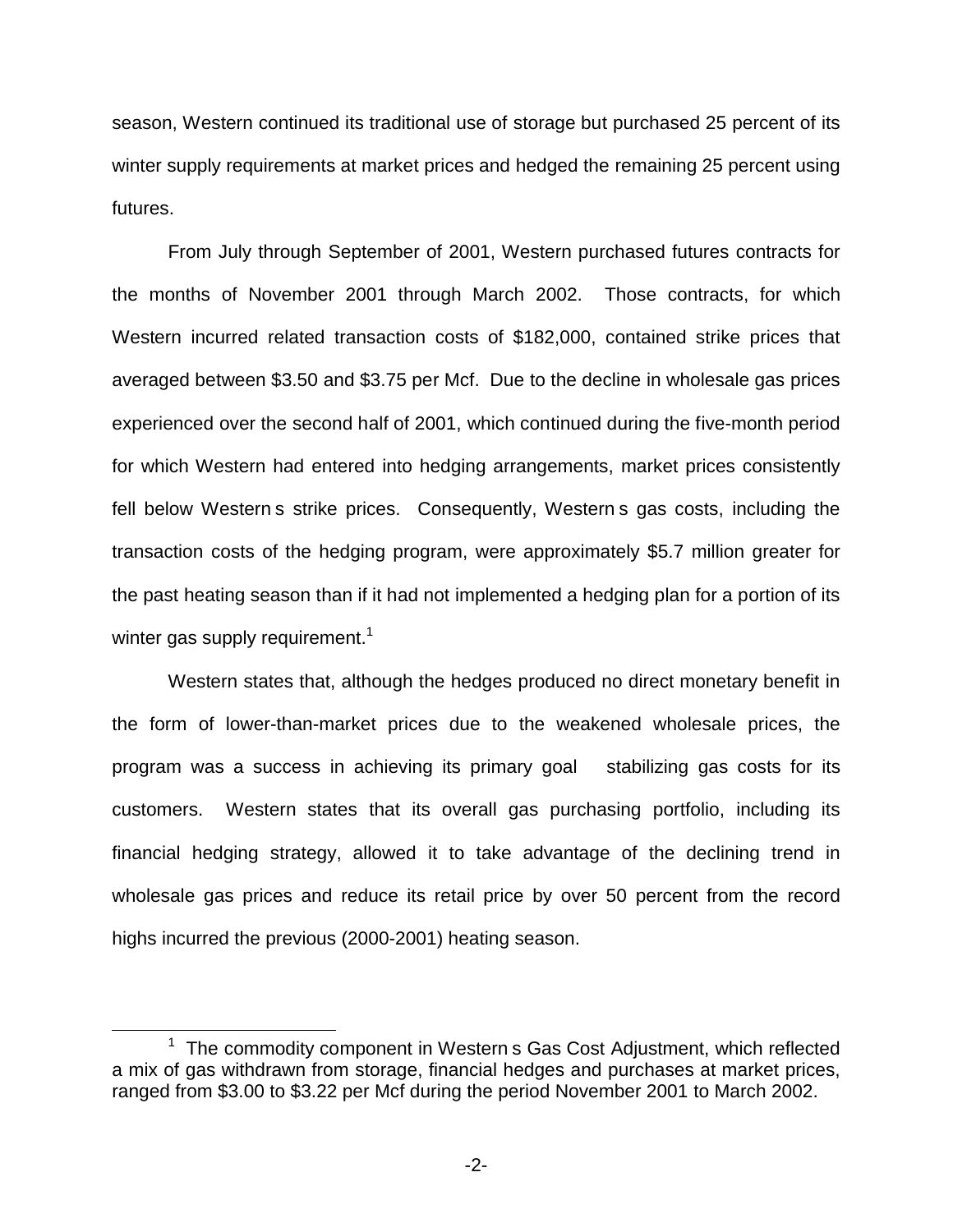season, Western continued its traditional use of storage but purchased 25 percent of its winter supply requirements at market prices and hedged the remaining 25 percent using futures.

From July through September of 2001, Western purchased futures contracts for the months of November 2001 through March 2002. Those contracts, for which Western incurred related transaction costs of $182,000, contained strike prices that averaged between $3.50 and $3.75 per Mcf. Due to the decline in wholesale gas prices experienced over the second half of 2001, which continued during the five-month period for which Western had entered into hedging arrangements, market prices consistently fell below Western s strike prices. Consequently, Western s gas costs, including the transaction costs of the hedging program, were approximately $5.7 million greater for the past heating season than if it had not implemented a hedging plan for a portion of its winter gas supply requirement.[1]

Western states that, although the hedges produced no direct monetary benefit in the form of lower-than-market prices due to the weakened wholesale prices, the program was a success in achieving its primary goal stabilizing gas costs for its customers. Western states that its overall gas purchasing portfolio, including its financial hedging strategy, allowed it to take advantage of the declining trend in wholesale gas prices and reduce its retail price by over 50 percent from the record highs incurred the previous (2000-2001) heating season.

---

[1] The commodity component in Western s Gas Cost Adjustment, which reflected a mix of gas withdrawn from storage, financial hedges and purchases at market prices, ranged from $3.00 to $3.22 per Mcf during the period November 2001 to March 2002.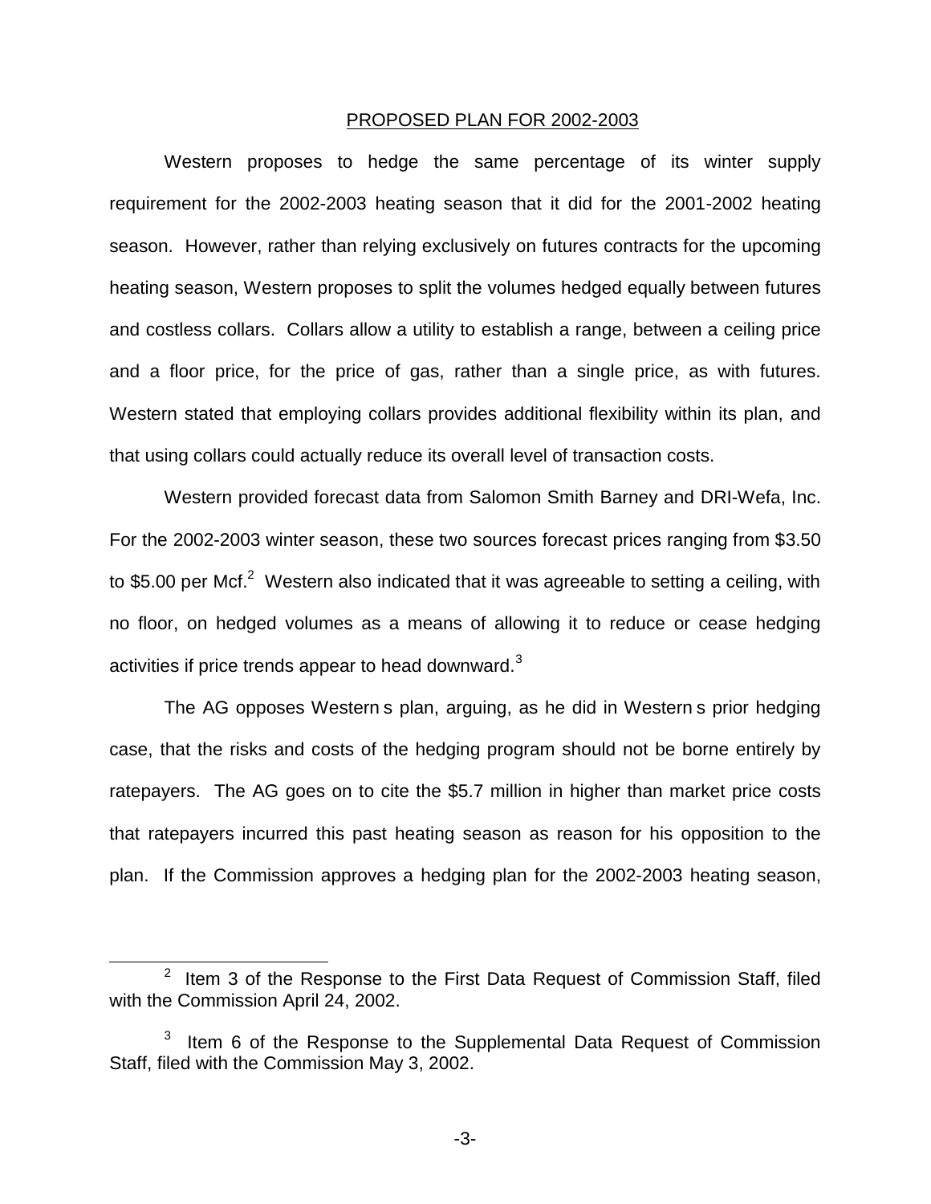## PROPOSED PLAN FOR 2002-2003

Western proposes to hedge the same percentage of its winter supply requirement for the 2002-2003 heating season that it did for the 2001-2002 heating season. However, rather than relying exclusively on futures contracts for the upcoming heating season, Western proposes to split the volumes hedged equally between futures and costless collars. Collars allow a utility to establish a range, between a ceiling price and a floor price, for the price of gas, rather than a single price, as with futures. Western stated that employing collars provides additional flexibility within its plan, and that using collars could actually reduce its overall level of transaction costs.

Western provided forecast data from Salomon Smith Barney and DRI-Wefa, Inc. For the 2002-2003 winter season, these two sources forecast prices ranging from $3.50 to $5.00 per Mcf.[2] Western also indicated that it was agreeable to setting a ceiling, with no floor, on hedged volumes as a means of allowing it to reduce or cease hedging activities if price trends appear to head downward.[3]

The AG opposes Western s plan, arguing, as he did in Western s prior hedging case, that the risks and costs of the hedging program should not be borne entirely by ratepayers. The AG goes on to cite the $5.7 million in higher than market price costs that ratepayers incurred this past heating season as reason for his opposition to the plan. If the Commission approves a hedging plan for the 2002-2003 heating season,

---

[2] Item 3 of the Response to the First Data Request of Commission Staff, filed with the Commission April 24, 2002.

[3] Item 6 of the Response to the Supplemental Data Request of Commission Staff, filed with the Commission May 3, 2002.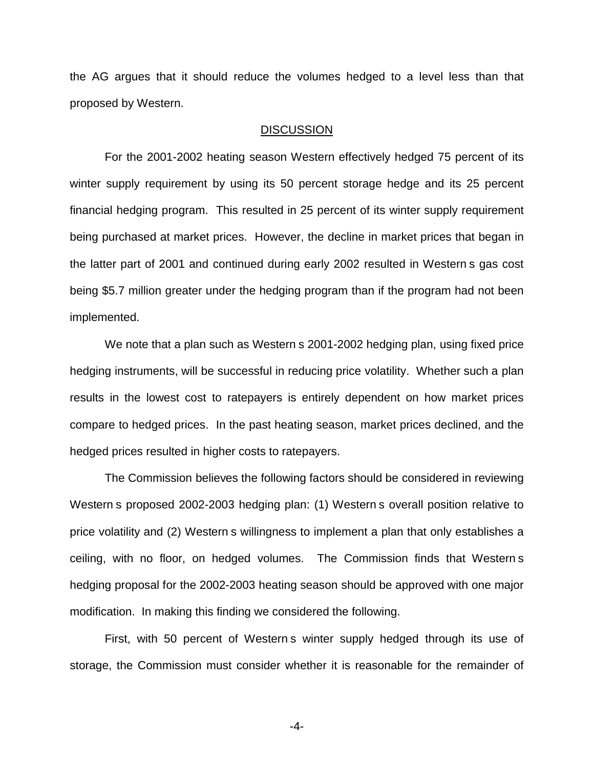the AG argues that it should reduce the volumes hedged to a level less than that proposed by Western.

## DISCUSSION

For the 2001-2002 heating season Western effectively hedged 75 percent of its winter supply requirement by using its 50 percent storage hedge and its 25 percent financial hedging program. This resulted in 25 percent of its winter supply requirement being purchased at market prices. However, the decline in market prices that began in the latter part of 2001 and continued during early 2002 resulted in Western s gas cost being \$5.7 million greater under the hedging program than if the program had not been implemented.

We note that a plan such as Western s 2001-2002 hedging plan, using fixed price hedging instruments, will be successful in reducing price volatility. Whether such a plan results in the lowest cost to ratepayers is entirely dependent on how market prices compare to hedged prices. In the past heating season, market prices declined, and the hedged prices resulted in higher costs to ratepayers.

The Commission believes the following factors should be considered in reviewing Western s proposed 2002-2003 hedging plan: (1) Western s overall position relative to price volatility and (2) Western s willingness to implement a plan that only establishes a ceiling, with no floor, on hedged volumes. The Commission finds that Western s hedging proposal for the 2002-2003 heating season should be approved with one major modification. In making this finding we considered the following.

First, with 50 percent of Western s winter supply hedged through its use of storage, the Commission must consider whether it is reasonable for the remainder of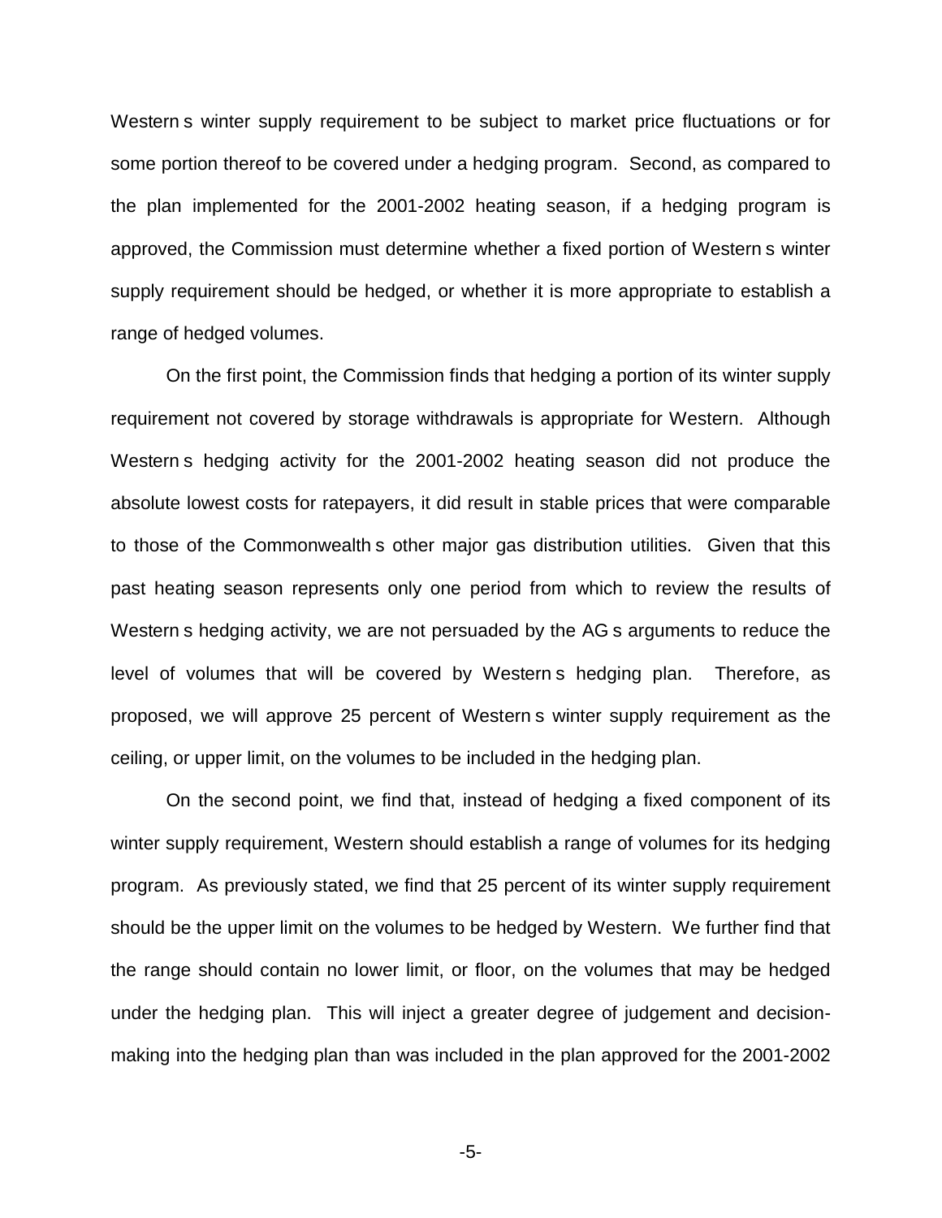Western s winter supply requirement to be subject to market price fluctuations or for some portion thereof to be covered under a hedging program. Second, as compared to the plan implemented for the 2001-2002 heating season, if a hedging program is approved, the Commission must determine whether a fixed portion of Western s winter supply requirement should be hedged, or whether it is more appropriate to establish a range of hedged volumes.

On the first point, the Commission finds that hedging a portion of its winter supply requirement not covered by storage withdrawals is appropriate for Western. Although Western s hedging activity for the 2001-2002 heating season did not produce the absolute lowest costs for ratepayers, it did result in stable prices that were comparable to those of the Commonwealth s other major gas distribution utilities. Given that this past heating season represents only one period from which to review the results of Western s hedging activity, we are not persuaded by the AG s arguments to reduce the level of volumes that will be covered by Western s hedging plan. Therefore, as proposed, we will approve 25 percent of Western s winter supply requirement as the ceiling, or upper limit, on the volumes to be included in the hedging plan.

On the second point, we find that, instead of hedging a fixed component of its winter supply requirement, Western should establish a range of volumes for its hedging program. As previously stated, we find that 25 percent of its winter supply requirement should be the upper limit on the volumes to be hedged by Western. We further find that the range should contain no lower limit, or floor, on the volumes that may be hedged under the hedging plan. This will inject a greater degree of judgement and decision-making into the hedging plan than was included in the plan approved for the 2001-2002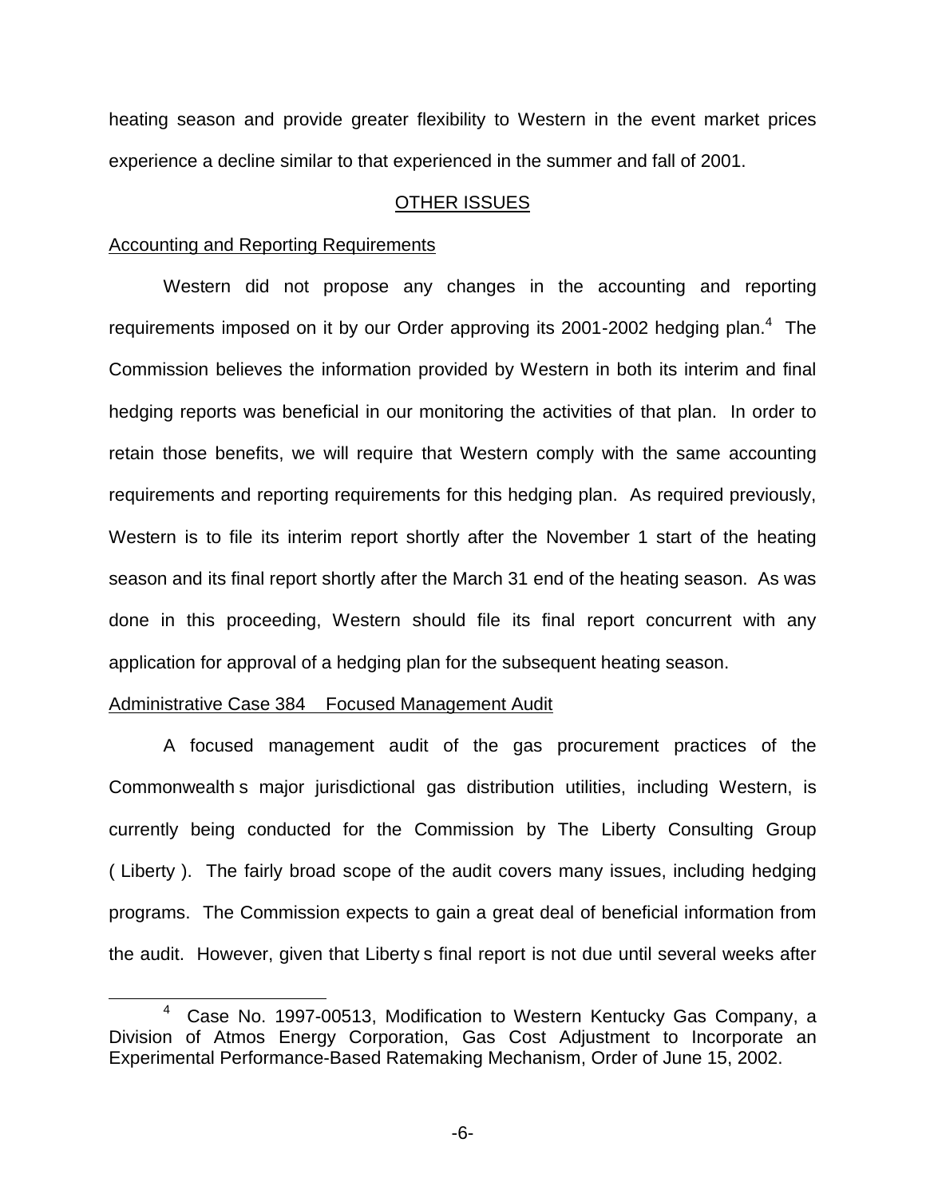heating season and provide greater flexibility to Western in the event market prices experience a decline similar to that experienced in the summer and fall of 2001.

## OTHER ISSUES

### Accounting and Reporting Requirements

Western did not propose any changes in the accounting and reporting requirements imposed on it by our Order approving its 2001-2002 hedging plan.[4] The Commission believes the information provided by Western in both its interim and final hedging reports was beneficial in our monitoring the activities of that plan. In order to retain those benefits, we will require that Western comply with the same accounting requirements and reporting requirements for this hedging plan. As required previously, Western is to file its interim report shortly after the November 1 start of the heating season and its final report shortly after the March 31 end of the heating season. As was done in this proceeding, Western should file its final report concurrent with any application for approval of a hedging plan for the subsequent heating season.

### Administrative Case 384 Focused Management Audit

A focused management audit of the gas procurement practices of the Commonwealth s major jurisdictional gas distribution utilities, including Western, is currently being conducted for the Commission by The Liberty Consulting Group ( Liberty ). The fairly broad scope of the audit covers many issues, including hedging programs. The Commission expects to gain a great deal of beneficial information from the audit. However, given that Liberty s final report is not due until several weeks after

[4] Case No. 1997-00513, Modification to Western Kentucky Gas Company, a Division of Atmos Energy Corporation, Gas Cost Adjustment to Incorporate an Experimental Performance-Based Ratemaking Mechanism, Order of June 15, 2002.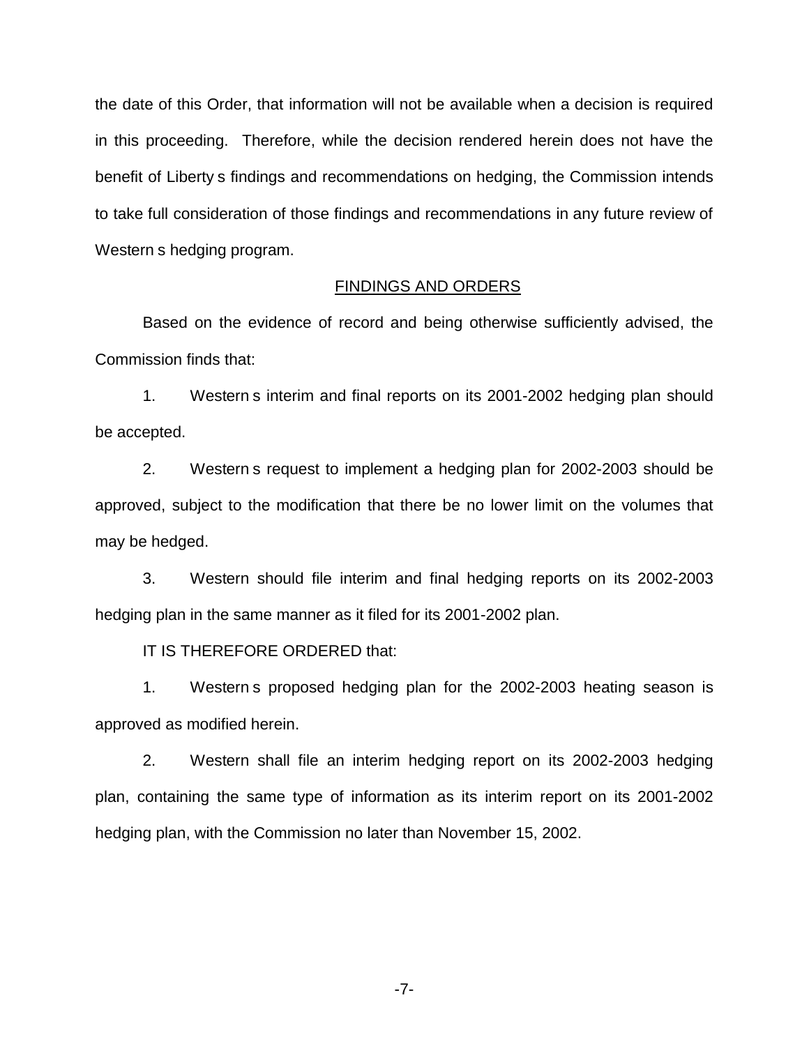the date of this Order, that information will not be available when a decision is required in this proceeding. Therefore, while the decision rendered herein does not have the benefit of Liberty s findings and recommendations on hedging, the Commission intends to take full consideration of those findings and recommendations in any future review of Western s hedging program.

## FINDINGS AND ORDERS

Based on the evidence of record and being otherwise sufficiently advised, the Commission finds that:

1. Western s interim and final reports on its 2001-2002 hedging plan should be accepted.

2. Western s request to implement a hedging plan for 2002-2003 should be approved, subject to the modification that there be no lower limit on the volumes that may be hedged.

3. Western should file interim and final hedging reports on its 2002-2003 hedging plan in the same manner as it filed for its 2001-2002 plan.

IT IS THEREFORE ORDERED that:

1. Western s proposed hedging plan for the 2002-2003 heating season is approved as modified herein.

2. Western shall file an interim hedging report on its 2002-2003 hedging plan, containing the same type of information as its interim report on its 2001-2002 hedging plan, with the Commission no later than November 15, 2002.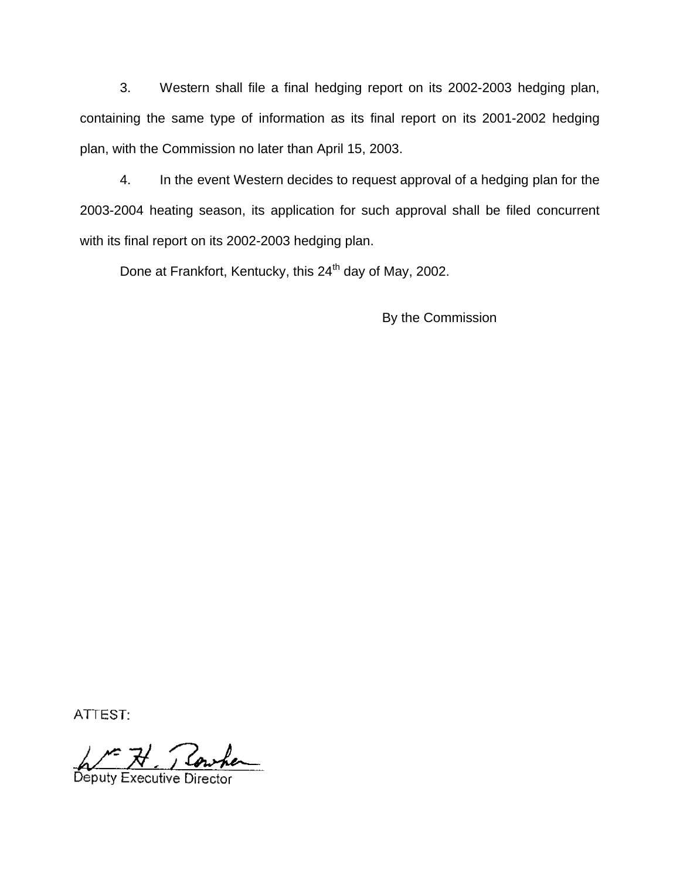3. Western shall file a final hedging report on its 2002-2003 hedging plan, containing the same type of information as its final report on its 2001-2002 hedging plan, with the Commission no later than April 15, 2003.

4. In the event Western decides to request approval of a hedging plan for the 2003-2004 heating season, its application for such approval shall be filed concurrent with its final report on its 2002-2003 hedging plan.

Done at Frankfort, Kentucky, this 24th day of May, 2002.

By the Commission

ATTEST:

Deputy Executive Director